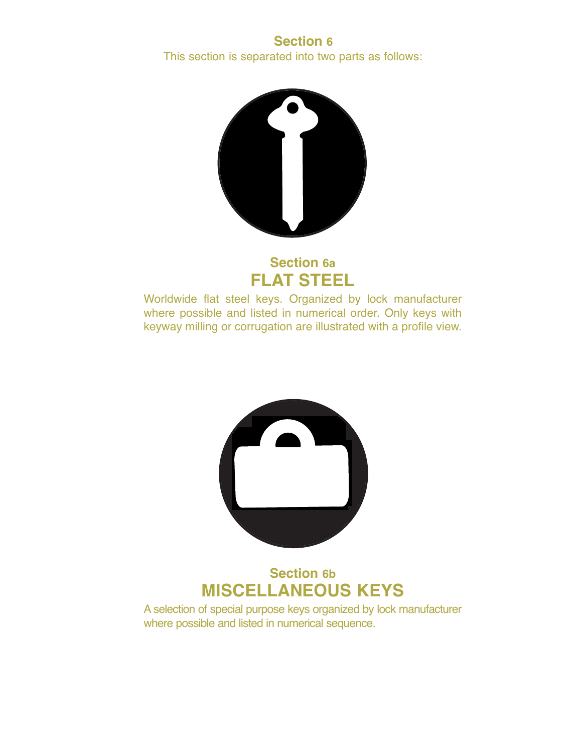# Section 6

This section is separated into two parts as follows:

## Section 6a
## FLAT STEEL

Worldwide flat steel keys. Organized by lock manufacturer where possible and listed in numerical order. Only keys with keyway milling or corrugation are illustrated with a profile view.

## Section 6b
## MISCELLANEOUS KEYS

A selection of special purpose keys organized by lock manufacturer where possible and listed in numerical sequence.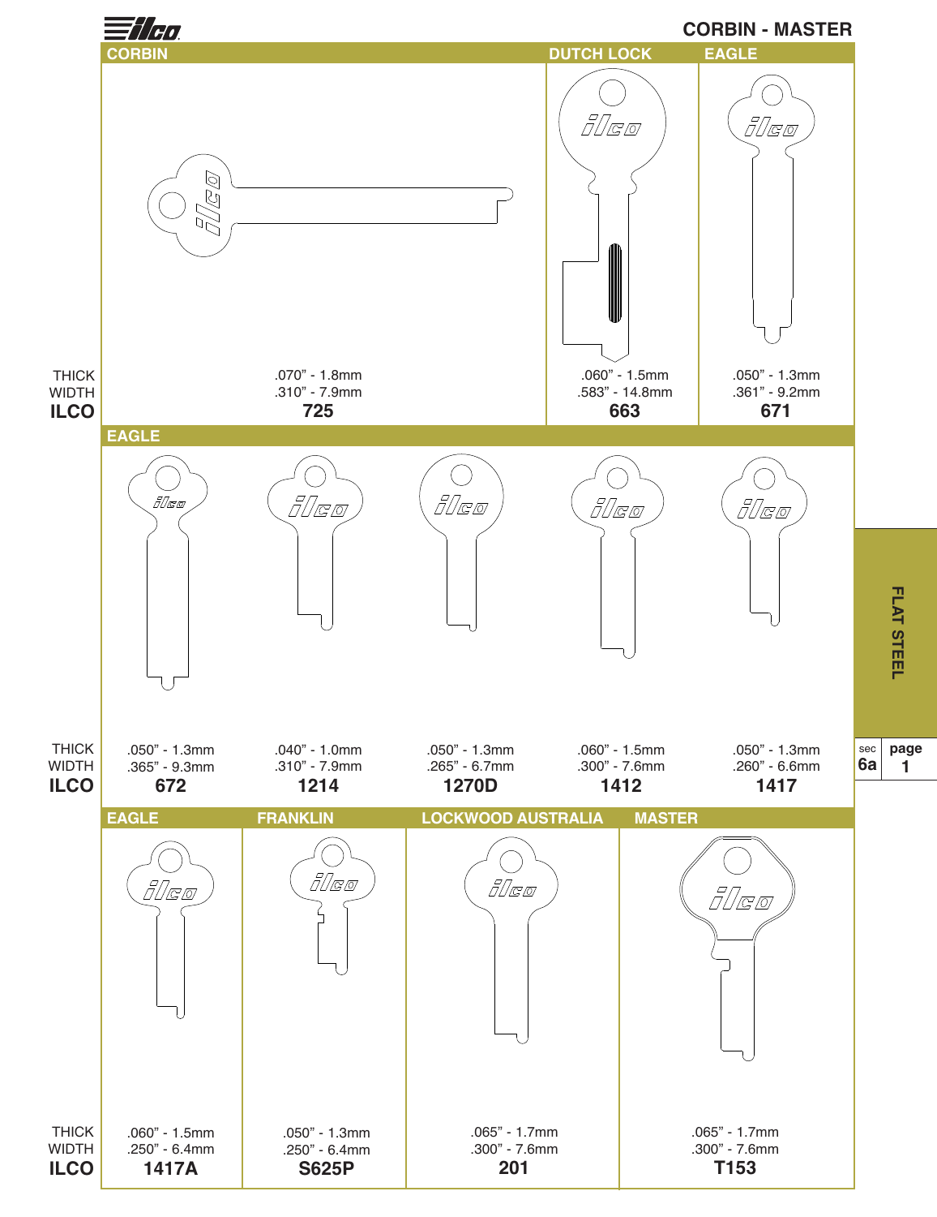# CORBIN - MASTER

FLAT STEEL

sec 6a | page 1

| Brand | CORBIN | DUTCH LOCK | EAGLE |
|---|---|---|---|
| THICK | .070" - 1.8mm | .060" - 1.5mm | .050" - 1.3mm |
| WIDTH | .310" - 7.9mm | .583" - 14.8mm | .361" - 9.2mm |
| ILCO | **725** | **663** | **671** |

| Brand | EAGLE | EAGLE | EAGLE | EAGLE | EAGLE |
|---|---|---|---|---|---|
| THICK | .050" - 1.3mm | .040" - 1.0mm | .050" - 1.3mm | .060" - 1.5mm | .050" - 1.3mm |
| WIDTH | .365" - 9.3mm | .310" - 7.9mm | .265" - 6.7mm | .300" - 7.6mm | .260" - 6.6mm |
| ILCO | **672** | **1214** | **1270D** | **1412** | **1417** |

| Brand | EAGLE | FRANKLIN | LOCKWOOD AUSTRALIA | MASTER |
|---|---|---|---|---|
| THICK | .060" - 1.5mm | .050" - 1.3mm | .065" - 1.7mm | .065" - 1.7mm |
| WIDTH | .250" - 6.4mm | .250" - 6.4mm | .300" - 7.6mm | .300" - 7.6mm |
| ILCO | **1417A** | **S625P** | **201** | **T153** |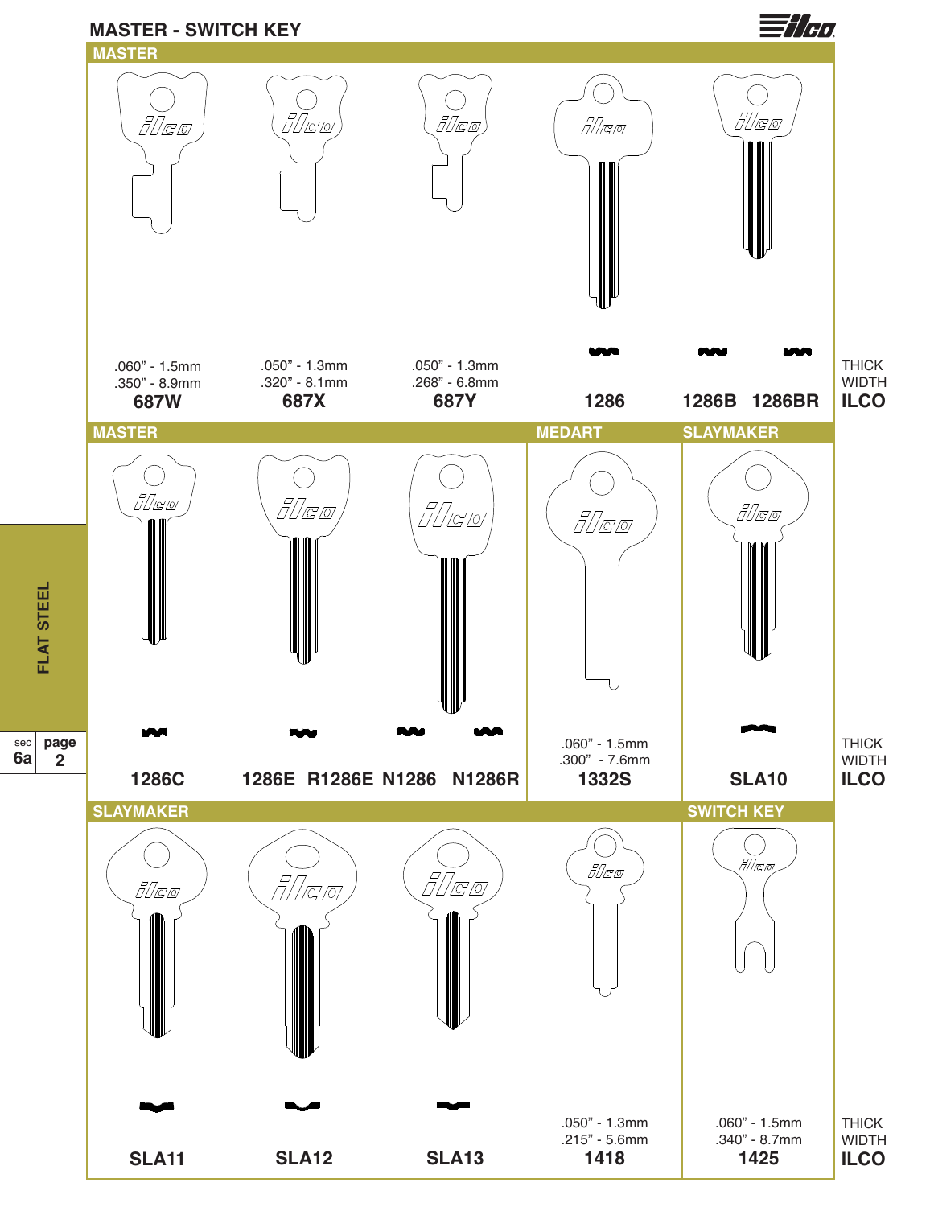## MASTER - SWITCH KEY

### MASTER

| | 687W | 687X | 687Y | 1286 | 1286B | 1286BR |
|---|---|---|---|---|---|---|
| THICK | .060" - 1.5mm | .050" - 1.3mm | .050" - 1.3mm | | | |
| WIDTH | .350" - 8.9mm | .320" - 8.1mm | .268" - 6.8mm | | | |
| ILCO | 687W | 687X | 687Y | 1286 | 1286B | 1286BR |

### MASTER / MEDART / SLAYMAKER

| | MASTER | | | | | MEDART | SLAYMAKER |
|---|---|---|---|---|---|---|---|
| THICK | | | | | | .060" - 1.5mm | |
| WIDTH | | | | | | .300" - 7.6mm | |
| ILCO | 1286C | 1286E | R1286E | N1286 | N1286R | 1332S | SLA10 |

### SLAYMAKER / SWITCH KEY

| | SLAYMAKER | | | | SWITCH KEY |
|---|---|---|---|---|---|
| THICK | | | | .050" - 1.3mm | .060" - 1.5mm |
| WIDTH | | | | .215" - 5.6mm | .340" - 8.7mm |
| ILCO | SLA11 | SLA12 | SLA13 | 1418 | 1425 |

FLAT STEEL

sec 6a page 2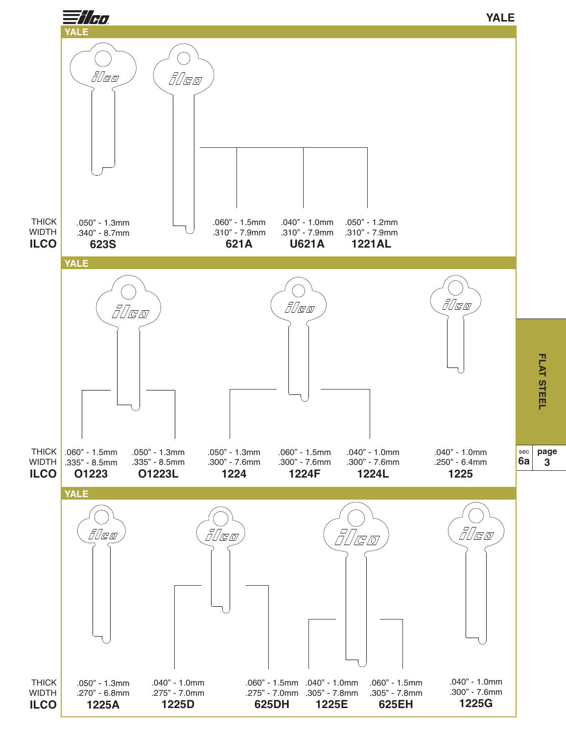## YALE

| | 623S | 621A | U621A | 1221AL |
|---|---|---|---|---|
| THICK | .050" - 1.3mm | .060" - 1.5mm | .040" - 1.0mm | .050" - 1.2mm |
| WIDTH | .340" - 8.7mm | .310" - 7.9mm | .310" - 7.9mm | .310" - 7.9mm |
| ILCO | 623S | 621A | U621A | 1221AL |

## YALE

| | O1223 | O1223L | 1224 | 1224F | 1224L | 1225 |
|---|---|---|---|---|---|---|
| THICK | .060" - 1.5mm | .050" - 1.3mm | .050" - 1.3mm | .060" - 1.5mm | .040" - 1.0mm | .040" - 1.0mm |
| WIDTH | .335" - 8.5mm | .335" - 8.5mm | .300" - 7.6mm | .300" - 7.6mm | .300" - 7.6mm | .250" - 6.4mm |
| ILCO | O1223 | O1223L | 1224 | 1224F | 1224L | 1225 |

## YALE

| | 1225A | 1225D | 625DH | 1225E | 625EH | 1225G |
|---|---|---|---|---|---|---|
| THICK | .050" - 1.3mm | .040" - 1.0mm | .060" - 1.5mm | .040" - 1.0mm | .060" - 1.5mm | .040" - 1.0mm |
| WIDTH | .270" - 6.8mm | .275" - 7.0mm | .275" - 7.0mm | .305" - 7.8mm | .305" - 7.8mm | .300" - 7.6mm |
| ILCO | 1225A | 1225D | 625DH | 1225E | 625EH | 1225G |

FLAT STEEL

sec 6a page 3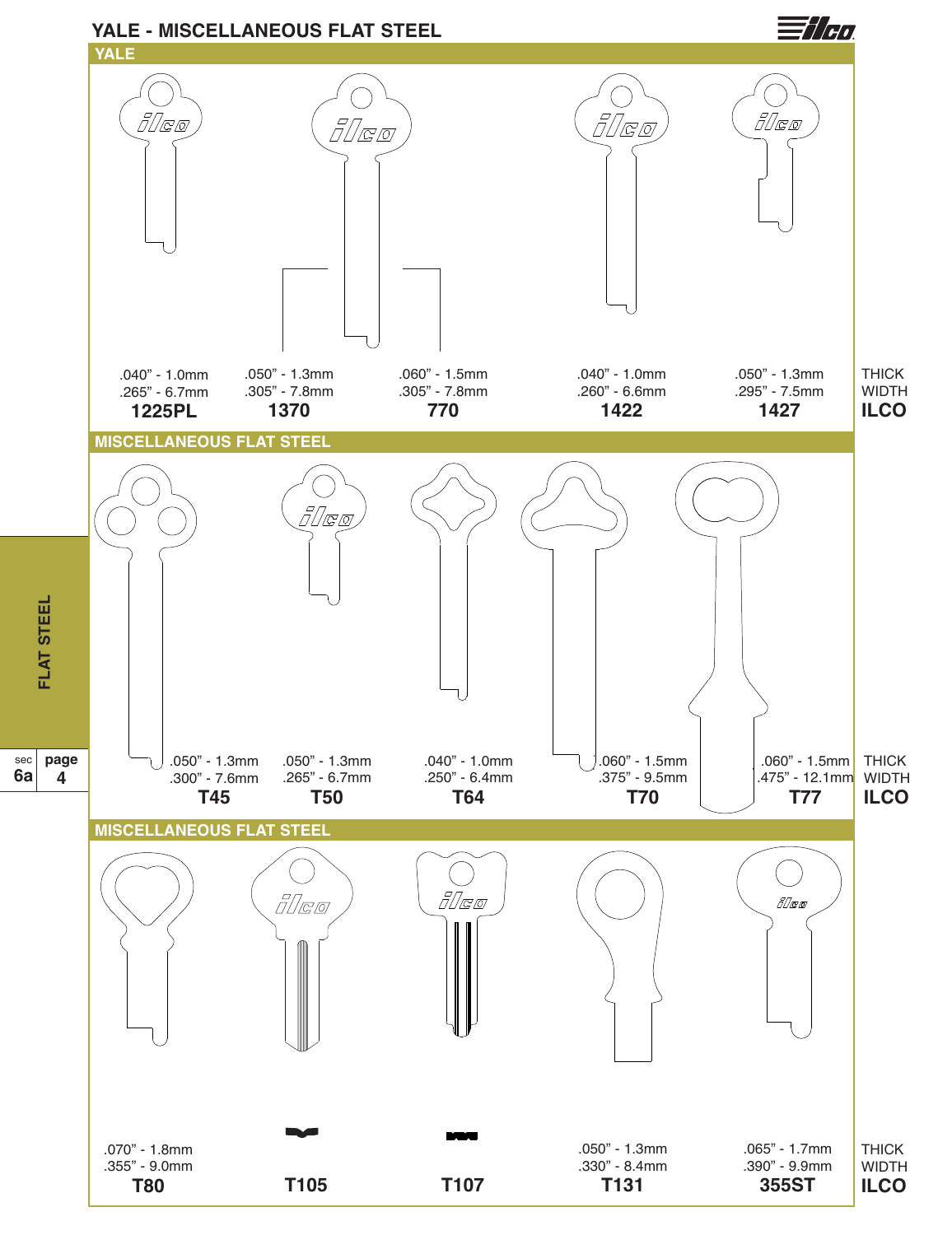# YALE - MISCELLANEOUS FLAT STEEL

## YALE

| | | | | | |
|---|---|---|---|---|---|
| .040" - 1.0mm | .050" - 1.3mm | .060" - 1.5mm | .040" - 1.0mm | .050" - 1.3mm | THICK |
| .265" - 6.7mm | .305" - 7.8mm | .305" - 7.8mm | .260" - 6.6mm | .295" - 7.5mm | WIDTH |
| **1225PL** | **1370** | **770** | **1422** | **1427** | **ILCO** |

## MISCELLANEOUS FLAT STEEL

| | | | | | |
|---|---|---|---|---|---|
| .050" - 1.3mm | .050" - 1.3mm | .040" - 1.0mm | .060" - 1.5mm | .060" - 1.5mm | THICK |
| .300" - 7.6mm | .265" - 6.7mm | .250" - 6.4mm | .375" - 9.5mm | .475" - 12.1mm | WIDTH |
| **T45** | **T50** | **T64** | **T70** | **T77** | **ILCO** |

## MISCELLANEOUS FLAT STEEL

| | | | | | |
|---|---|---|---|---|---|
| .070" - 1.8mm | | | .050" - 1.3mm | .065" - 1.7mm | THICK |
| .355" - 9.0mm | | | .330" - 8.4mm | .390" - 9.9mm | WIDTH |
| **T80** | **T105** | **T107** | **T131** | **355ST** | **ILCO** |

FLAT STEEL

sec 6a page 4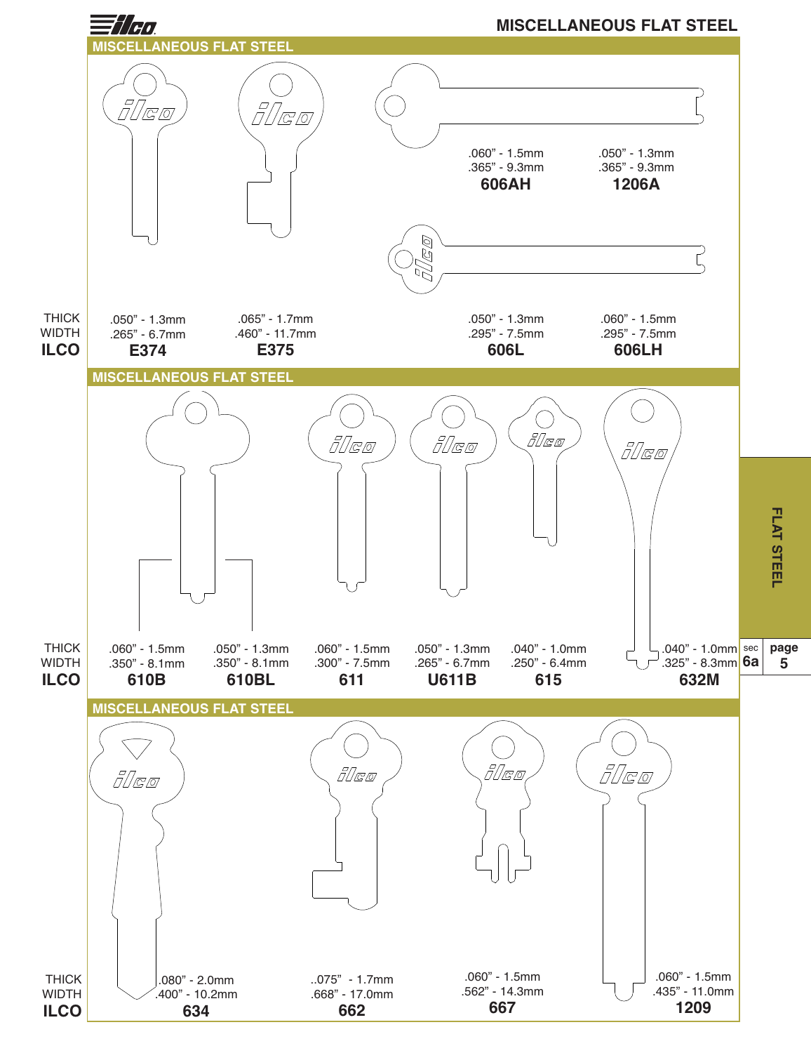# MISCELLANEOUS FLAT STEEL

## MISCELLANEOUS FLAT STEEL

| | THICK | WIDTH | ILCO |
|---|---|---|---|
| | .060" - 1.5mm | .365" - 9.3mm | **606AH** |
| | .050" - 1.3mm | .365" - 9.3mm | **1206A** |
| | .050" - 1.3mm | .265" - 6.7mm | **E374** |
| | .065" - 1.7mm | .460" - 11.7mm | **E375** |
| | .050" - 1.3mm | .295" - 7.5mm | **606L** |
| | .060" - 1.5mm | .295" - 7.5mm | **606LH** |

## MISCELLANEOUS FLAT STEEL

| | THICK | WIDTH | ILCO |
|---|---|---|---|
| | .060" - 1.5mm | .350" - 8.1mm | **610B** |
| | .050" - 1.3mm | .350" - 8.1mm | **610BL** |
| | .060" - 1.5mm | .300" - 7.5mm | **611** |
| | .050" - 1.3mm | .265" - 6.7mm | **U611B** |
| | .040" - 1.0mm | .250" - 6.4mm | **615** |
| | .040" - 1.0mm | .325" - 8.3mm | **632M** |

## MISCELLANEOUS FLAT STEEL

| | THICK | WIDTH | ILCO |
|---|---|---|---|
| | .080" - 2.0mm | .400" - 10.2mm | **634** |
| | ..075" - 1.7mm | .668" - 17.0mm | **662** |
| | .060" - 1.5mm | .562" - 14.3mm | **667** |
| | .060" - 1.5mm | .435" - 11.0mm | **1209** |

FLAT STEEL

sec 6a page 5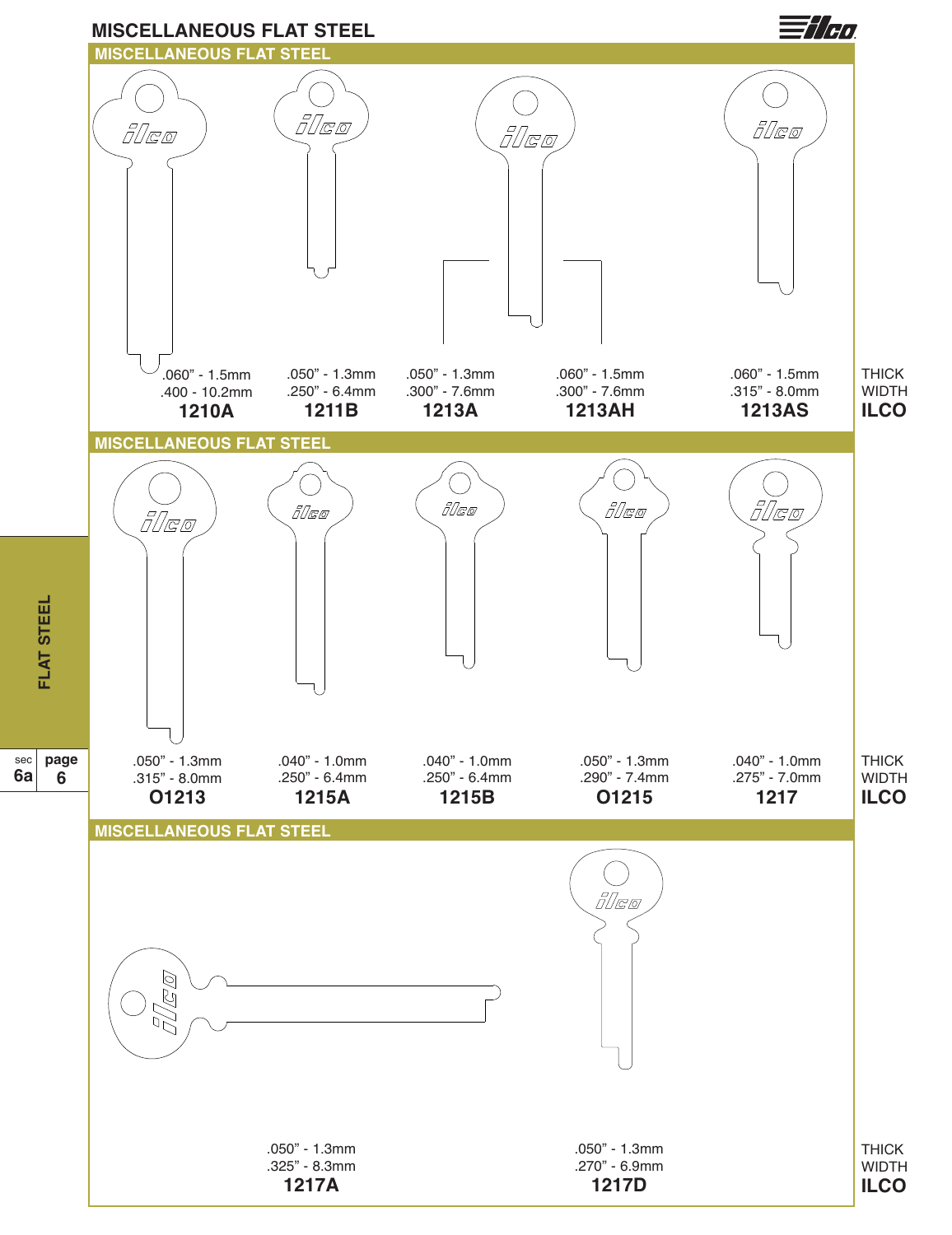# MISCELLANEOUS FLAT STEEL

## MISCELLANEOUS FLAT STEEL

| | 1210A | 1211B | 1213A | 1213AH | 1213AS |
|---|---|---|---|---|---|
| THICK | .060" - 1.5mm | .050" - 1.3mm | .050" - 1.3mm | .060" - 1.5mm | .060" - 1.5mm |
| WIDTH | .400 - 10.2mm | .250" - 6.4mm | .300" - 7.6mm | .300" - 7.6mm | .315" - 8.0mm |
| ILCO | **1210A** | **1211B** | **1213A** | **1213AH** | **1213AS** |

## MISCELLANEOUS FLAT STEEL

| | O1213 | 1215A | 1215B | O1215 | 1217 |
|---|---|---|---|---|---|
| THICK | .050" - 1.3mm | .040" - 1.0mm | .040" - 1.0mm | .050" - 1.3mm | .040" - 1.0mm |
| WIDTH | .315" - 8.0mm | .250" - 6.4mm | .250" - 6.4mm | .290" - 7.4mm | .275" - 7.0mm |
| ILCO | **O1213** | **1215A** | **1215B** | **O1215** | **1217** |

## MISCELLANEOUS FLAT STEEL

| | 1217A | 1217D |
|---|---|---|
| THICK | .050" - 1.3mm | .050" - 1.3mm |
| WIDTH | .325" - 8.3mm | .270" - 6.9mm |
| ILCO | **1217A** | **1217D** |

FLAT STEEL

sec 6a page 6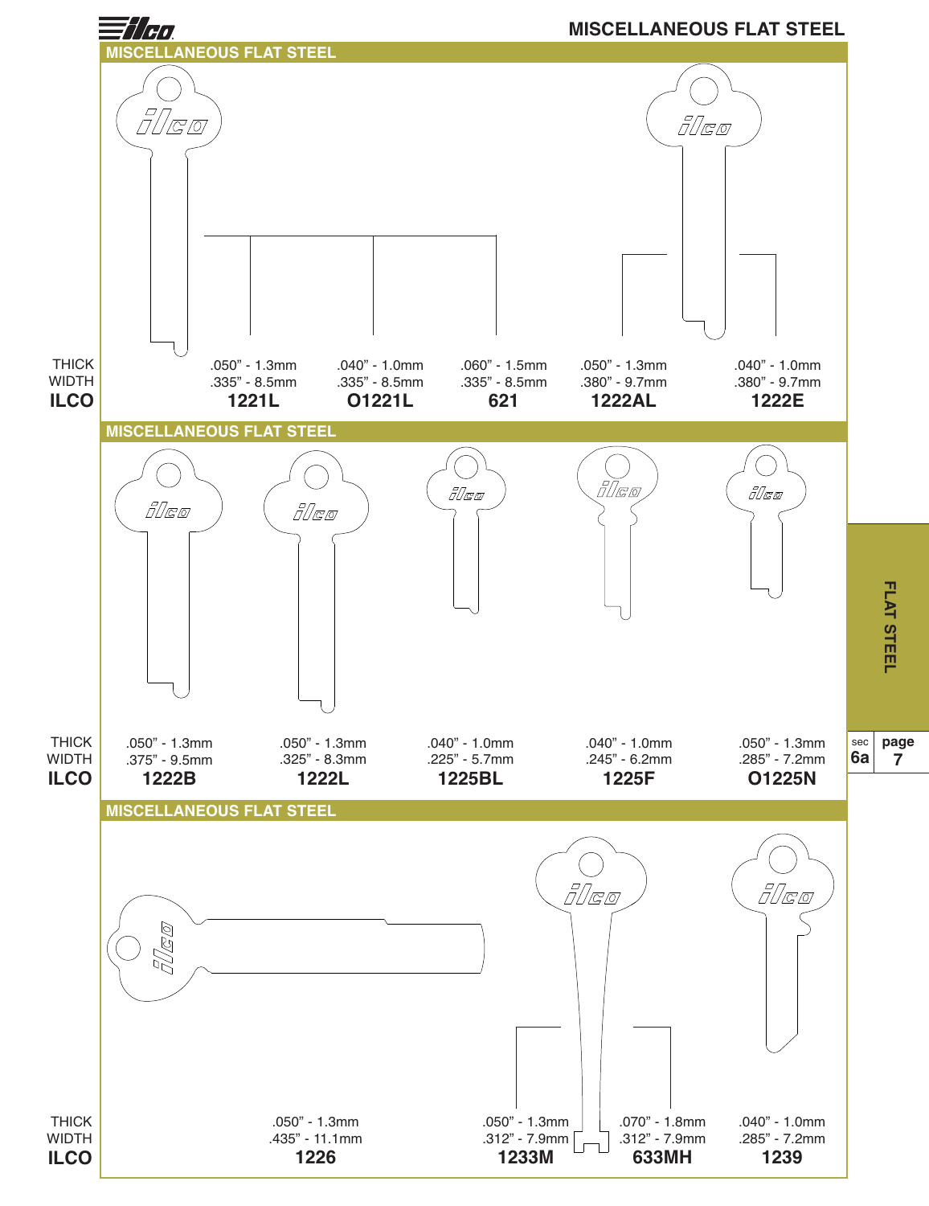# MISCELLANEOUS FLAT STEEL

## MISCELLANEOUS FLAT STEEL

| | | | | | |
|---|---|---|---|---|---|
| THICK | .050" - 1.3mm | .040" - 1.0mm | .060" - 1.5mm | .050" - 1.3mm | .040" - 1.0mm |
| WIDTH | .335" - 8.5mm | .335" - 8.5mm | .335" - 8.5mm | .380" - 9.7mm | .380" - 9.7mm |
| **ILCO** | **1221L** | **O1221L** | **621** | **1222AL** | **1222E** |

## MISCELLANEOUS FLAT STEEL

| | | | | | |
|---|---|---|---|---|---|
| THICK | .050" - 1.3mm | .050" - 1.3mm | .040" - 1.0mm | .040" - 1.0mm | .050" - 1.3mm |
| WIDTH | .375" - 9.5mm | .325" - 8.3mm | .225" - 5.7mm | .245" - 6.2mm | .285" - 7.2mm |
| **ILCO** | **1222B** | **1222L** | **1225BL** | **1225F** | **O1225N** |

## MISCELLANEOUS FLAT STEEL

| | | | | |
|---|---|---|---|---|
| THICK | .050" - 1.3mm | .050" - 1.3mm | .070" - 1.8mm | .040" - 1.0mm |
| WIDTH | .435" - 11.1mm | .312" - 7.9mm | .312" - 7.9mm | .285" - 7.2mm |
| **ILCO** | **1226** | **1233M** | **633MH** | **1239** |

FLAT STEEL

sec **6a** page **7**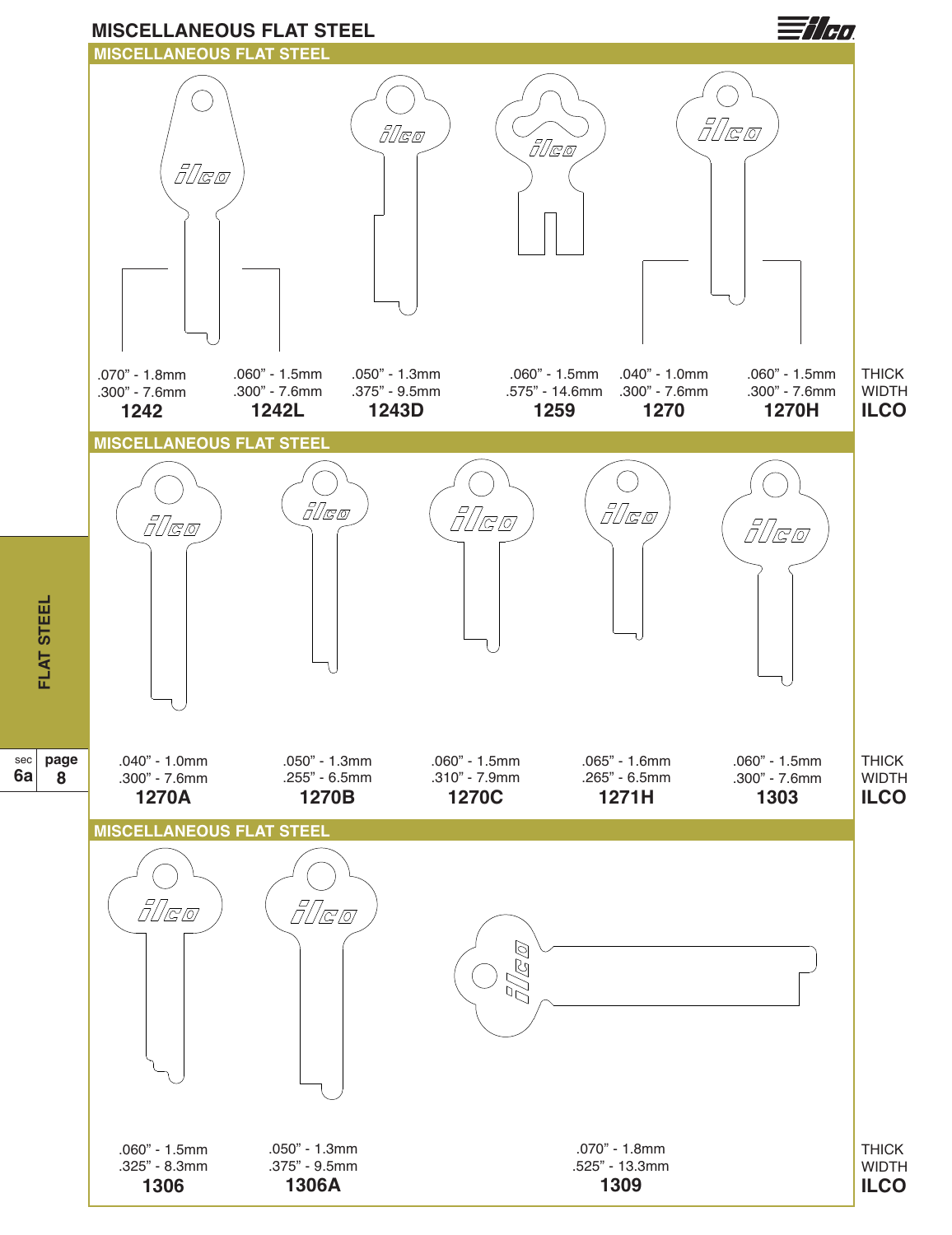# MISCELLANEOUS FLAT STEEL

## MISCELLANEOUS FLAT STEEL

| THICK | .070" - 1.8mm | .060" - 1.5mm | .050" - 1.3mm | .060" - 1.5mm | .040" - 1.0mm | .060" - 1.5mm |
|---|---|---|---|---|---|---|
| WIDTH | .300" - 7.6mm | .300" - 7.6mm | .375" - 9.5mm | .575" - 14.6mm | .300" - 7.6mm | .300" - 7.6mm |
| **ILCO** | **1242** | **1242L** | **1243D** | **1259** | **1270** | **1270H** |

## MISCELLANEOUS FLAT STEEL

| THICK | .040" - 1.0mm | .050" - 1.3mm | .060" - 1.5mm | .065" - 1.6mm | .060" - 1.5mm |
|---|---|---|---|---|---|
| WIDTH | .300" - 7.6mm | .255" - 6.5mm | .310" - 7.9mm | .265" - 6.5mm | .300" - 7.6mm |
| **ILCO** | **1270A** | **1270B** | **1270C** | **1271H** | **1303** |

## MISCELLANEOUS FLAT STEEL

| THICK | .060" - 1.5mm | .050" - 1.3mm | .070" - 1.8mm |
|---|---|---|---|
| WIDTH | .325" - 8.3mm | .375" - 9.5mm | .525" - 13.3mm |
| **ILCO** | **1306** | **1306A** | **1309** |

FLAT STEEL

sec 6a page 8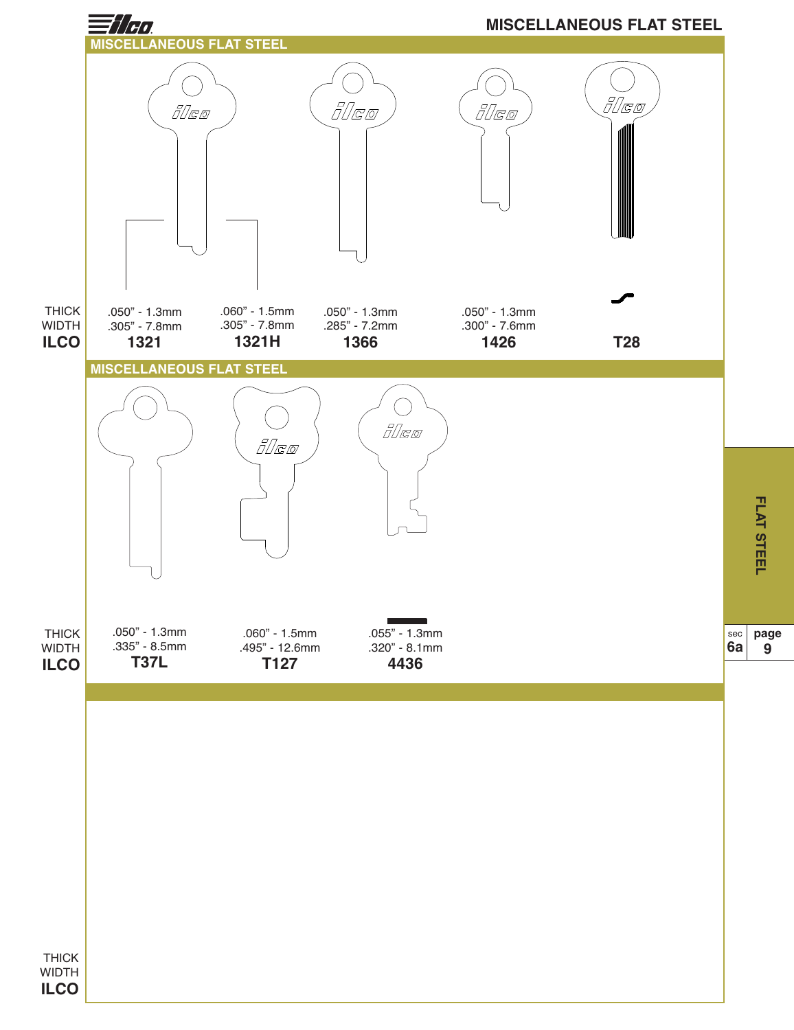# MISCELLANEOUS FLAT STEEL

## MISCELLANEOUS FLAT STEEL

| | | | | | |
|---|---|---|---|---|---|
| THICK | .050" - 1.3mm | .060" - 1.5mm | .050" - 1.3mm | .050" - 1.3mm | |
| WIDTH | .305" - 7.8mm | .305" - 7.8mm | .285" - 7.2mm | .300" - 7.6mm | |
| **ILCO** | **1321** | **1321H** | **1366** | **1426** | **T28** |

## MISCELLANEOUS FLAT STEEL

| | | | |
|---|---|---|---|
| THICK | .050" - 1.3mm | .060" - 1.5mm | .055" - 1.3mm |
| WIDTH | .335" - 8.5mm | .495" - 12.6mm | .320" - 8.1mm |
| **ILCO** | **T37L** | **T127** | **4436** |

| | |
|---|---|
| THICK | |
| WIDTH | |
| **ILCO** | |

FLAT STEEL

sec **6a** page **9**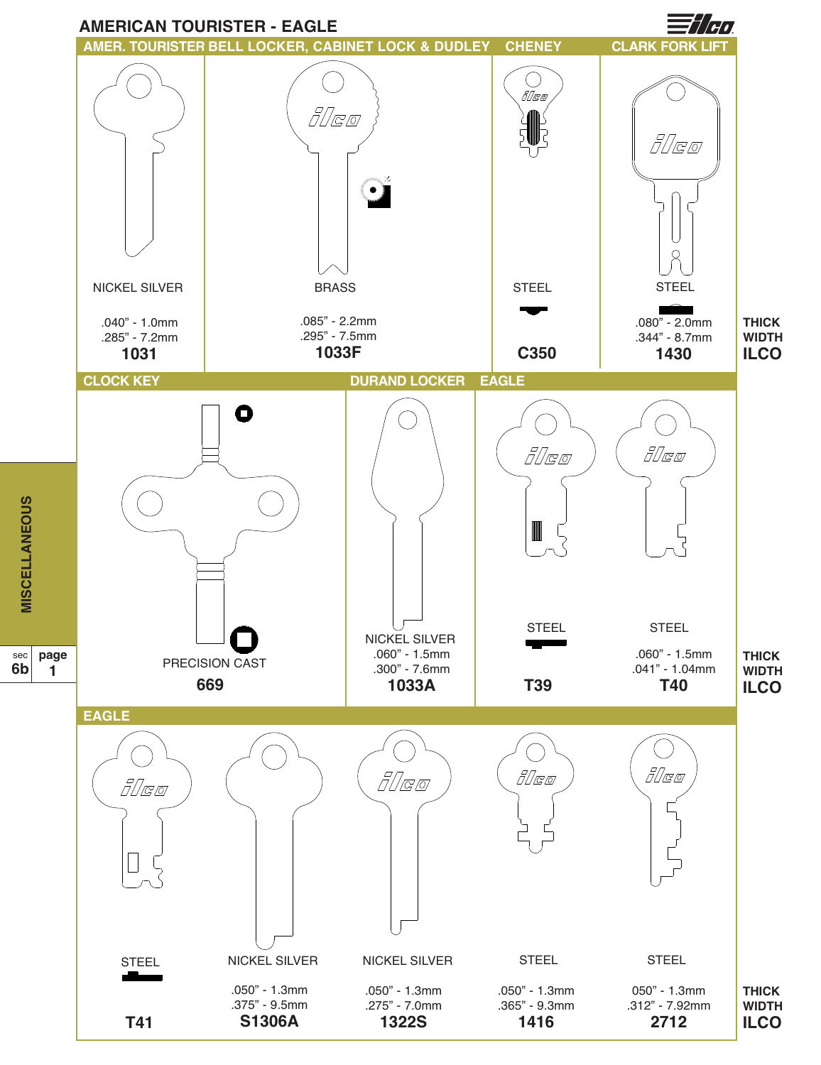# AMERICAN TOURISTER - EAGLE

## AMER. TOURISTER BELL LOCKER, CABINET LOCK & DUDLEY / CHENEY / CLARK FORK LIFT

| | AMER. TOURISTER BELL LOCKER, CABINET LOCK & DUDLEY | | CHENEY | CLARK FORK LIFT | |
|---|---|---|---|---|---|
| | NICKEL SILVER | BRASS | STEEL | STEEL | |
| THICK | .040" - 1.0mm | .085" - 2.2mm | | .080" - 2.0mm | THICK |
| WIDTH | .285" - 7.2mm | .295" - 7.5mm | | .344" - 8.7mm | WIDTH |
| ILCO | **1031** | **1033F** | **C350** | **1430** | ILCO |

## CLOCK KEY / DURAND LOCKER / EAGLE

| | CLOCK KEY | DURAND LOCKER | EAGLE | | |
|---|---|---|---|---|---|
| | PRECISION CAST | NICKEL SILVER | STEEL | STEEL | |
| THICK | | .060" - 1.5mm | | .060" - 1.5mm | THICK |
| WIDTH | | .300" - 7.6mm | | .041" - 1.04mm | WIDTH |
| ILCO | **669** | **1033A** | **T39** | **T40** | ILCO |

## EAGLE

| | | | | | |
|---|---|---|---|---|---|
| STEEL | NICKEL SILVER | NICKEL SILVER | STEEL | STEEL | |
| | .050" - 1.3mm | .050" - 1.3mm | .050" - 1.3mm | 050" - 1.3mm | THICK |
| | .375" - 9.5mm | .275" - 7.0mm | .365" - 9.3mm | .312" - 7.92mm | WIDTH |
| **T41** | **S1306A** | **1322S** | **1416** | **2712** | ILCO |

MISCELLANEOUS

sec 6b page 1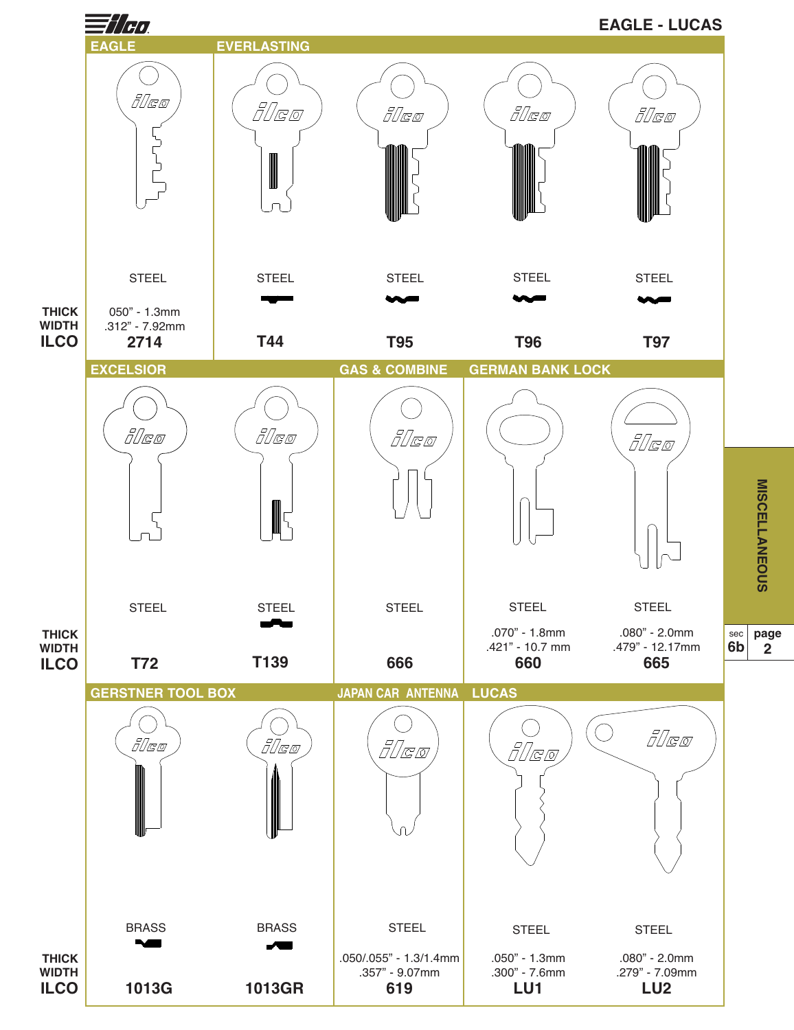# EAGLE - LUCAS

## EAGLE / EVERLASTING

| | EAGLE | EVERLASTING | | | |
|---|---|---|---|---|---|
| | STEEL | STEEL | STEEL | STEEL | STEEL |
| **THICK** | 050" - 1.3mm | | | | |
| **WIDTH** | .312" - 7.92mm | | | | |
| **ILCO** | **2714** | **T44** | **T95** | **T96** | **T97** |

## EXCELSIOR / GAS & COMBINE / GERMAN BANK LOCK

| | EXCELSIOR | | GAS & COMBINE | GERMAN BANK LOCK | |
|---|---|---|---|---|---|
| | STEEL | STEEL | STEEL | STEEL | STEEL |
| **THICK** | | | | .070" - 1.8mm | .080" - 2.0mm |
| **WIDTH** | | | | .421" - 10.7 mm | .479" - 12.17mm |
| **ILCO** | **T72** | **T139** | **666** | **660** | **665** |

## GERSTNER TOOL BOX / JAPAN CAR ANTENNA / LUCAS

| | GERSTNER TOOL BOX | | JAPAN CAR ANTENNA | LUCAS | |
|---|---|---|---|---|---|
| | BRASS | BRASS | STEEL | STEEL | STEEL |
| **THICK** | | | .050/.055" - 1.3/1.4mm | .050" - 1.3mm | .080" - 2.0mm |
| **WIDTH** | | | .357" - 9.07mm | .300" - 7.6mm | .279" - 7.09mm |
| **ILCO** | **1013G** | **1013GR** | **619** | **LU1** | **LU2** |

MISCELLANEOUS

sec 6b page 2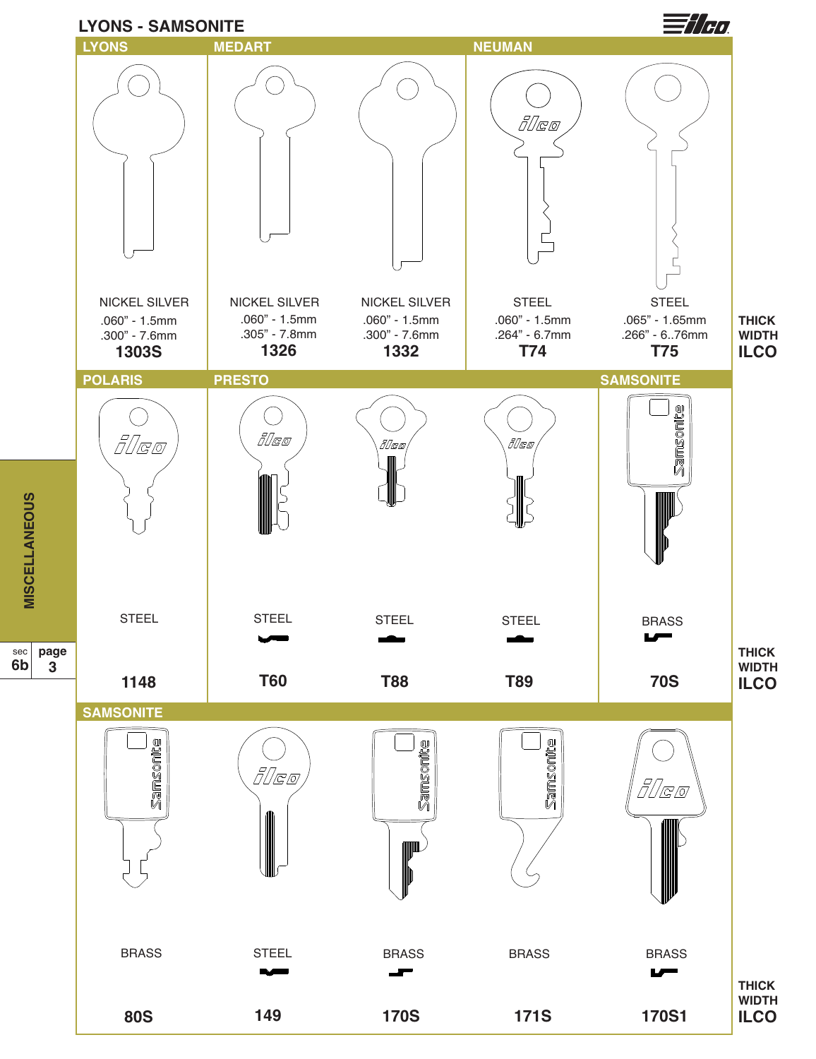# LYONS - SAMSONITE

| LYONS | MEDART | | NEUMAN | | |
|---|---|---|---|---|---|
| NICKEL SILVER | NICKEL SILVER | NICKEL SILVER | STEEL | STEEL | |
| .060" - 1.5mm | .060" - 1.5mm | .060" - 1.5mm | .060" - 1.5mm | .065" - 1.65mm | THICK |
| .300" - 7.6mm | .305" - 7.8mm | .300" - 7.6mm | .264" - 6.7mm | .266" - 6..76mm | WIDTH |
| **1303S** | **1326** | **1332** | **T74** | **T75** | **ILCO** |

| POLARIS | PRESTO | | | SAMSONITE | |
|---|---|---|---|---|---|
| STEEL | STEEL | STEEL | STEEL | BRASS | |
| | | | | | THICK |
| | | | | | WIDTH |
| **1148** | **T60** | **T88** | **T89** | **70S** | **ILCO** |

| SAMSONITE | | | | | |
|---|---|---|---|---|---|
| BRASS | STEEL | BRASS | BRASS | BRASS | |
| | | | | | THICK |
| | | | | | WIDTH |
| **80S** | **149** | **170S** | **171S** | **170S1** | **ILCO** |

MISCELLANEOUS

sec 6b page 3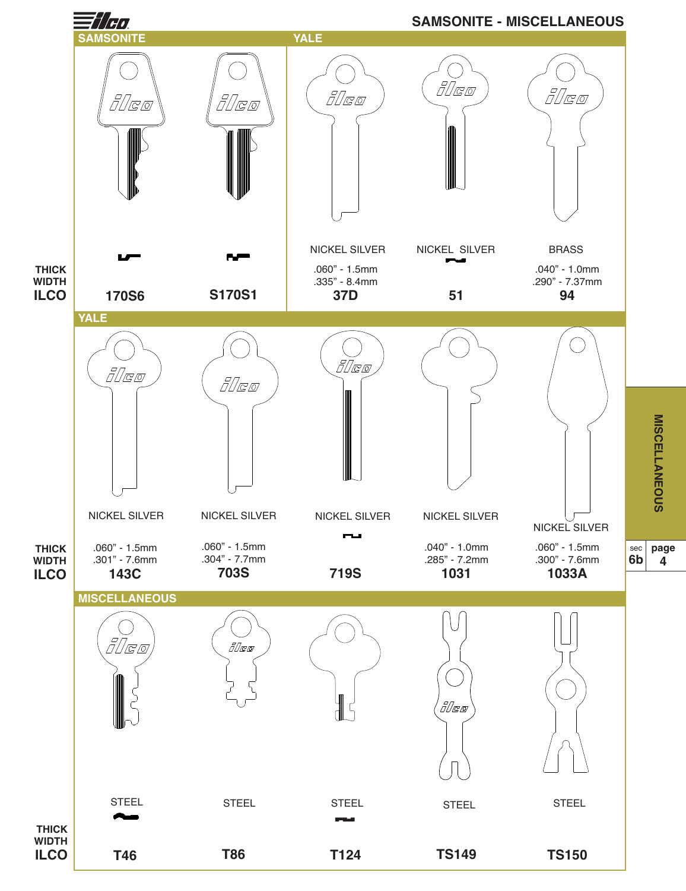# SAMSONITE - MISCELLANEOUS

## SAMSONITE / YALE

| | SAMSONITE | | YALE | | |
|---|---|---|---|---|---|
| | | | NICKEL SILVER | NICKEL SILVER | BRASS |
| THICK | | | .060" - 1.5mm | | .040" - 1.0mm |
| WIDTH | | | .335" - 8.4mm | | .290" - 7.37mm |
| ILCO | 170S6 | S170S1 | 37D | 51 | 94 |

## YALE

| | | | | | |
|---|---|---|---|---|---|
| | NICKEL SILVER | NICKEL SILVER | NICKEL SILVER | NICKEL SILVER | NICKEL SILVER |
| THICK | .060" - 1.5mm | .060" - 1.5mm | | .040" - 1.0mm | .060" - 1.5mm |
| WIDTH | .301" - 7.6mm | .304" - 7.7mm | | .285" - 7.2mm | .300" - 7.6mm |
| ILCO | 143C | 703S | 719S | 1031 | 1033A |

## MISCELLANEOUS

| | | | | | |
|---|---|---|---|---|---|
| | STEEL | STEEL | STEEL | STEEL | STEEL |
| THICK | | | | | |
| WIDTH | | | | | |
| ILCO | T46 | T86 | T124 | TS149 | TS150 |

MISCELLANEOUS

sec 6b page 4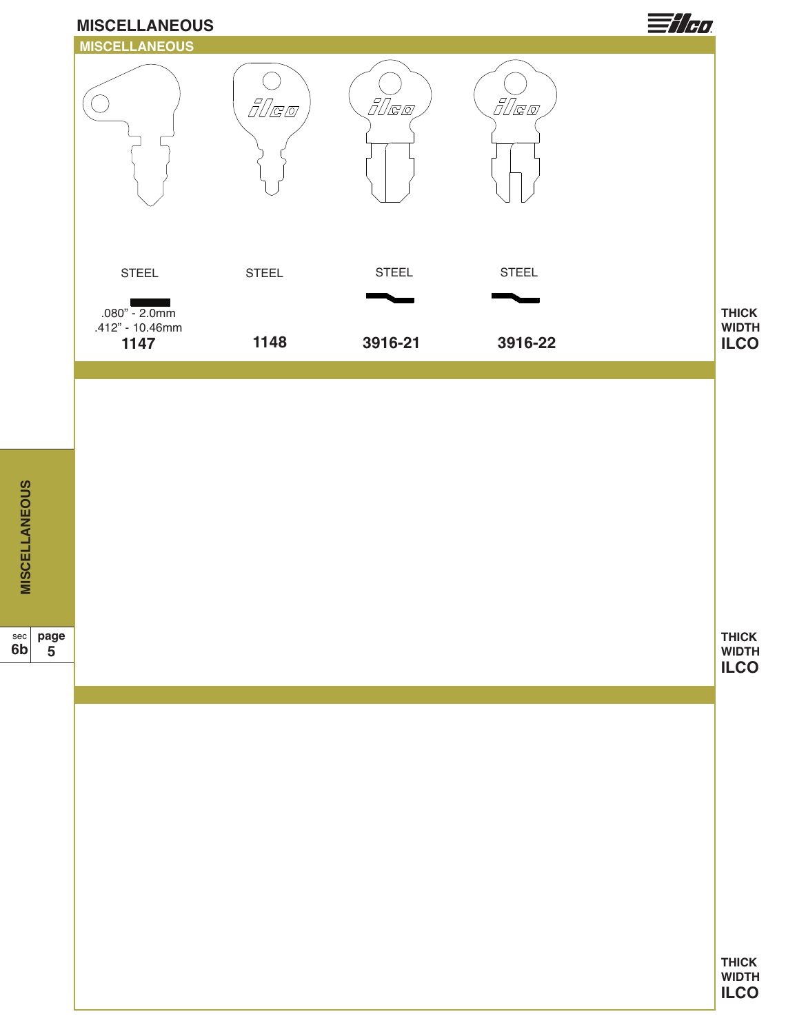# MISCELLANEOUS

## MISCELLANEOUS

| | | | | |
|---|---|---|---|---|
| STEEL | STEEL | STEEL | STEEL | |
| .080" - 2.0mm | | | | THICK |
| .412" - 10.46mm | | | | WIDTH |
| **1147** | **1148** | **3916-21** | **3916-22** | **ILCO** |

**THICK**
**WIDTH**
**ILCO**

**THICK**
**WIDTH**
**ILCO**